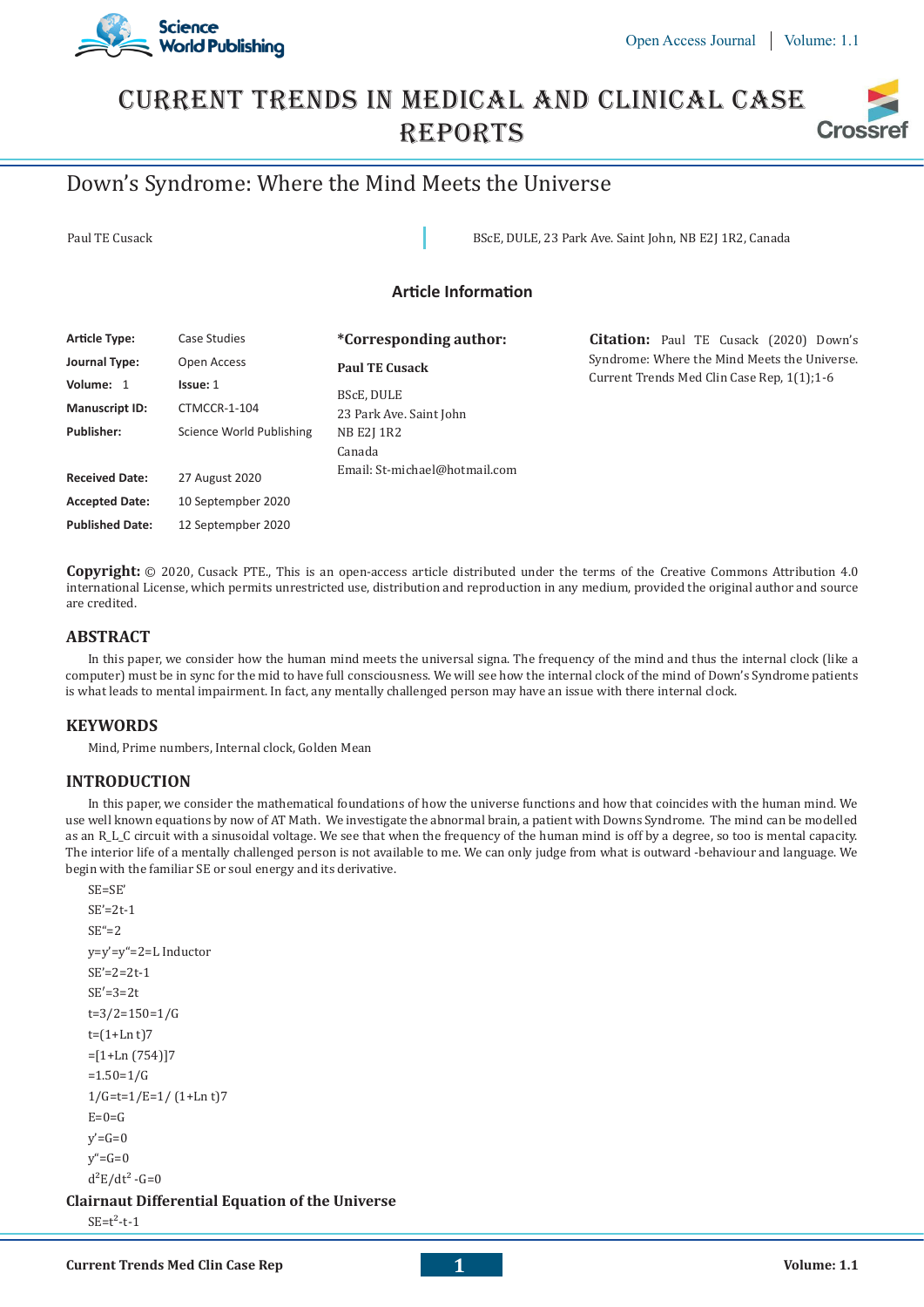# CURRENT TRENDS IN MEDICAL AND CLINICAL CASE REPORTS

## Down's Syndrome: Where the Mind Meets the Universe

Paul TE Cusack

BScE, DULE, 23 Park Ave. Saint John, NB E2J 1R2, Canada

### Article Information

| | |
|---|---|
| **Article Type:** | Case Studies |
| **Journal Type:** | Open Access |
| **Volume:** 1 | **Issue:** 1 |
| **Manuscript ID:** | CTMCCR-1-104 |
| **Publisher:** | Science World Publishing |
| **Received Date:** | 27 August 2020 |
| **Accepted Date:** | 10 Septempber 2020 |
| **Published Date:** | 12 Septempber 2020 |

**\*Corresponding author:**

**Paul TE Cusack**

BScE, DULE
23 Park Ave. Saint John
NB E2J 1R2
Canada
Email: St-michael@hotmail.com

**Citation:** Paul TE Cusack (2020) Down's Syndrome: Where the Mind Meets the Universe. Current Trends Med Clin Case Rep, 1(1);1-6

**Copyright:** © 2020, Cusack PTE., This is an open-access article distributed under the terms of the Creative Commons Attribution 4.0 international License, which permits unrestricted use, distribution and reproduction in any medium, provided the original author and source are credited.

## ABSTRACT

In this paper, we consider how the human mind meets the universal signa. The frequency of the mind and thus the internal clock (like a computer) must be in sync for the mid to have full consciousness. We will see how the internal clock of the mind of Down's Syndrome patients is what leads to mental impairment. In fact, any mentally challenged person may have an issue with there internal clock.

## KEYWORDS

Mind, Prime numbers, Internal clock, Golden Mean

## INTRODUCTION

In this paper, we consider the mathematical foundations of how the universe functions and how that coincides with the human mind. We use well known equations by now of AT Math. We investigate the abnormal brain, a patient with Downs Syndrome. The mind can be modelled as an R_L_C circuit with a sinusoidal voltage. We see that when the frequency of the human mind is off by a degree, so too is mental capacity. The interior life of a mentally challenged person is not available to me. We can only judge from what is outward -behaviour and language. We begin with the familiar SE or soul energy and its derivative.

SE=SE'

SE'=2t-1

SE"=2

y=y'=y"=2=L Inductor

SE'=2=2t-1

SE'=3=2t

t=3/2=150=1/G

t=(1+Ln t)7

=[1+Ln (754)]7

=1.50=1/G

1/G=t=1/E=1/ (1+Ln t)7

E=0=G

y'=G=0

y"=G=0

$d^2E/dt^2$ -G=0

### Clairnaut Differential Equation of the Universe

SE=$t^2$-t-1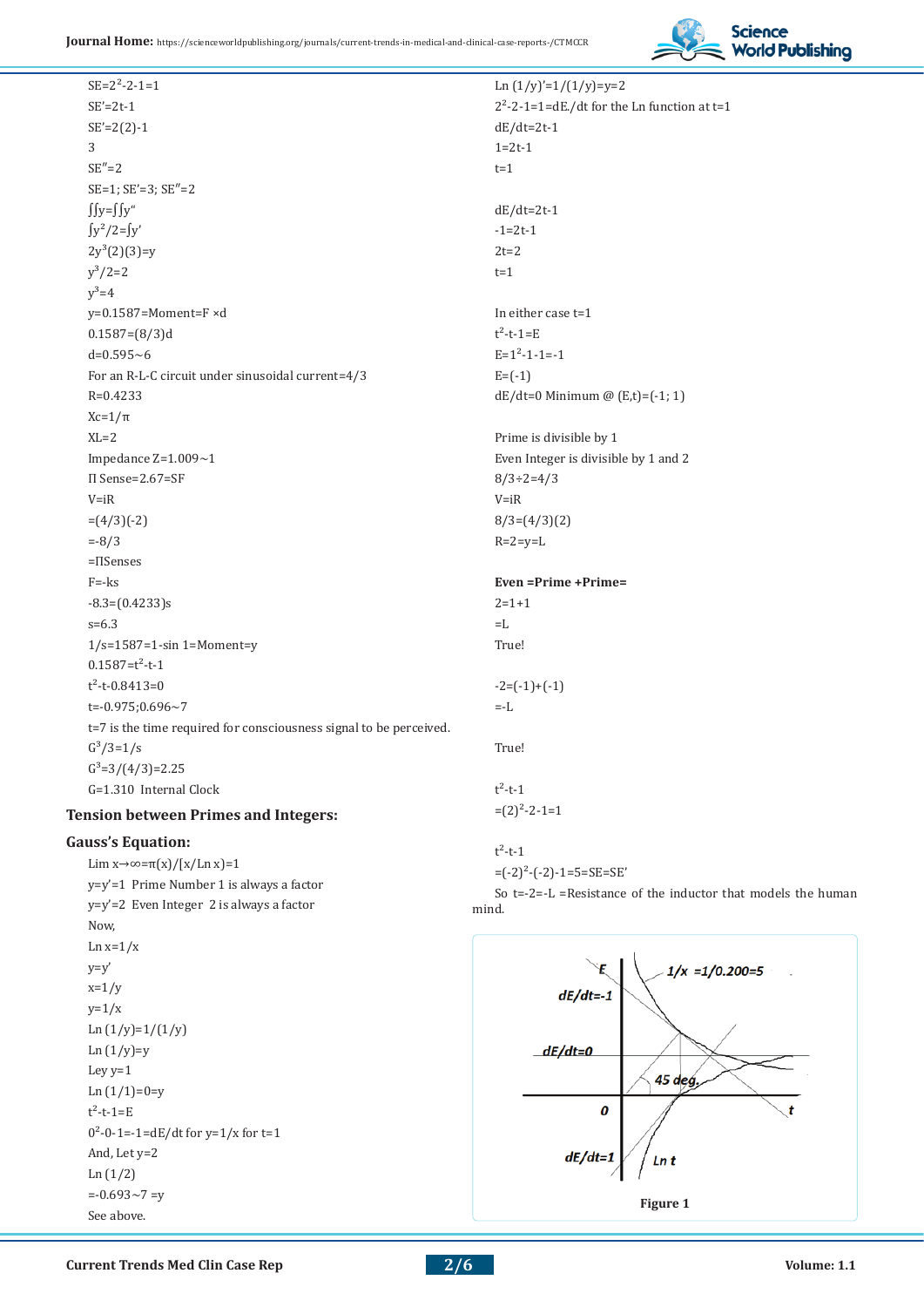$SE=2^2-2-1=1$

$SE'=2t-1$

$SE'=2(2)-1$

3

$SE''=2$

$SE=1; SE'=3; SE''=2$

$\int\int y=\int\int y''$

$\int y^2/2=\int y'$

$2y^3(2)(3)=y$

$y^3/2=2$

$y^3=4$

$y=0.1587=$Moment$=F \times d$

$0.1587=(8/3)d$

$d=0.595\sim6$

For an R-L-C circuit under sinusoidal current=4/3

$R=0.4233$

$Xc=1/\pi$

$XL=2$

Impedance $Z=1.009\sim1$

Π Sense=2.67=SF

$V=iR$

$=(4/3)(-2)$

$=-8/3$

=ΠSenses

$F=-ks$

$-8.3=(0.4233)s$

$s=6.3$

$1/s=1587=1-\sin 1=$Moment$=y$

$0.1587=t^2-t-1$

$t^2-t-0.8413=0$

$t=-0.975;0.696\sim7$

t=7 is the time required for consciousness signal to be perceived.

$G^3/3=1/s$

$G^3=3/(4/3)=2.25$

G=1.310 Internal Clock

## Tension between Primes and Integers:

## Gauss's Equation:

$\text{Lim } x\to\infty=\pi(x)/[x/\text{Ln } x)=1$

$y=y'=1$ Prime Number 1 is always a factor

$y=y'=2$ Even Integer 2 is always a factor

Now,

$\text{Ln } x=1/x$

$y=y'$

$x=1/y$

$y=1/x$

$\text{Ln }(1/y)=1/(1/y)$

$\text{Ln }(1/y)=y$

Ley $y=1$

$\text{Ln }(1/1)=0=y$

$t^2-t-1=E$

$0^2-0-1=-1=dE/dt$ for $y=1/x$ for $t=1$

And, Let $y=2$

$\text{Ln }(1/2)$

$=-0.693\sim7=y$

See above.

$\text{Ln }(1/y)'=1/(1/y)=y=2$

$2^2-2-1=1=dE./dt$ for the Ln function at t=1

$dE/dt=2t-1$

$1=2t-1$

$t=1$

$dE/dt=2t-1$

$-1=2t-1$

$2t=2$

$t=1$

In either case t=1

$t^2-t-1=E$

$E=1^2-1-1=-1$

$E=(-1)$

$dE/dt=0$ Minimum @ $(E,t)=(-1; 1)$

Prime is divisible by 1

Even Integer is divisible by 1 and 2

$8/3\div2=4/3$

$V=iR$

$8/3=(4/3)(2)$

$R=2=y=L$

**Even =Prime +Prime=**

$2=1+1$

$=L$

True!

$-2=(-1)+(-1)$

$=-L$

True!

$t^2-t-1$

$=(2)^2-2-1=1$

$t^2-t-1$

$=(-2)^2-(-2)-1=5=SE=SE'$

So $t=-2=-L$ =Resistance of the inductor that models the human mind.

Figure 1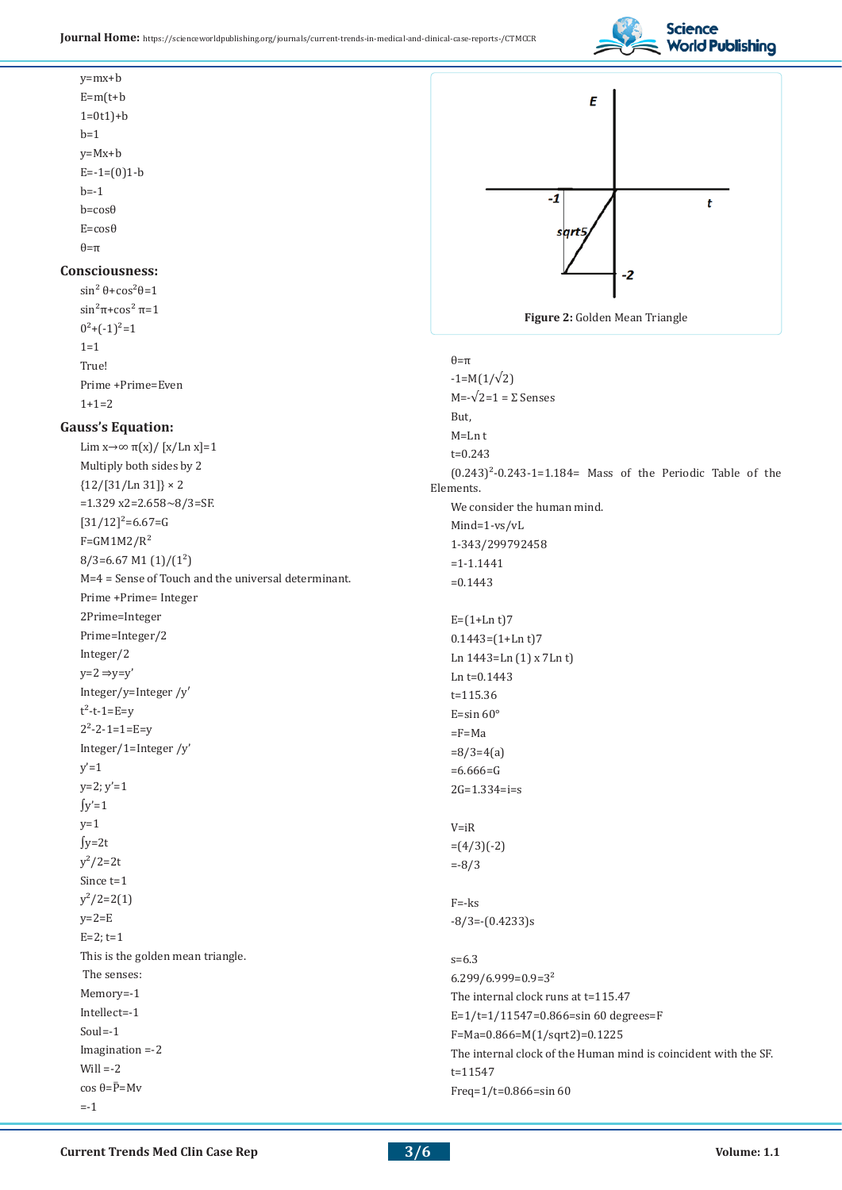$y=mx+b$

$E=m(t+b$

$1=0t1)+b$

$b=1$

$y=Mx+b$

$E=-1=(0)1-b$

$b=-1$

$b=\cos\theta$

$E=\cos\theta$

$\theta=\pi$

## Consciousness:

$\sin^2\theta+\cos^2\theta=1$

$\sin^2\pi+\cos^2\pi=1$

$0^2+(-1)^2=1$

$1=1$

True!

Prime +Prime=Even

$1+1=2$

## Gauss's Equation:

$\lim_{x\to\infty} \pi(x)/[x/\ln x]=1$

Multiply both sides by 2

$\{12/[31/\ln 31]\}\times 2$

$=1.329\ x2=2.658\sim 8/3=$SF.

$[31/12]^2=6.67=G$

$F=GM1M2/R^2$

$8/3=6.67\ M1\ (1)/(1^2)$

M=4 = Sense of Touch and the universal determinant.

Prime +Prime= Integer

2Prime=Integer

Prime=Integer/2

Integer/2

$y=2 \Rightarrow y=y'$

Integer/y=Integer /y'

$t^2-t-1=E=y$

$2^2-2-1=1=E=y$

Integer/1=Integer /y'

$y'=1$

$y=2;\ y'=1$

$\int y'=1$

$y=1$

$\int y=2t$

$y^2/2=2t$

Since t=1

$y^2/2=2(1)$

$y=2=E$

$E=2;\ t=1$

This is the golden mean triangle.

The senses:

Memory=-1

Intellect=-1

Soul=-1

Imagination =-2

Will =-2

$\cos\theta=\bar{P}=Mv$

$=-1$

**Figure 2:** Golden Mean Triangle

$\theta=\pi$

$-1=M(1/\sqrt{2})$

$M=-\sqrt{2}=1=\Sigma$ Senses

But,

$M=\ln t$

$t=0.243$

$(0.243)^2-0.243-1=1.184=$ Mass of the Periodic Table of the Elements.

We consider the human mind.

Mind=1-vs/vL

1-343/299792458

=1-1.1441

=0.1443

$E=(1+\ln t)7$

$0.1443=(1+\ln t)7$

$\ln 1443=\ln(1)\times 7\ln t)$

$\ln t=0.1443$

$t=115.36$

$E=\sin 60°$

$=F=Ma$

$=8/3=4(a)$

$=6.666=G$

$2G=1.334=i=s$

$V=iR$

$=(4/3)(-2)$

$=-8/3$

$F=-ks$

$-8/3=-(0.4233)s$

$s=6.3$

$6.299/6.999=0.9=3^2$

The internal clock runs at t=115.47

E=1/t=1/11547=0.866=sin 60 degrees=F

F=Ma=0.866=M(1/sqrt2)=0.1225

The internal clock of the Human mind is coincident with the SF.

t=11547

Freq=1/t=0.866=sin 60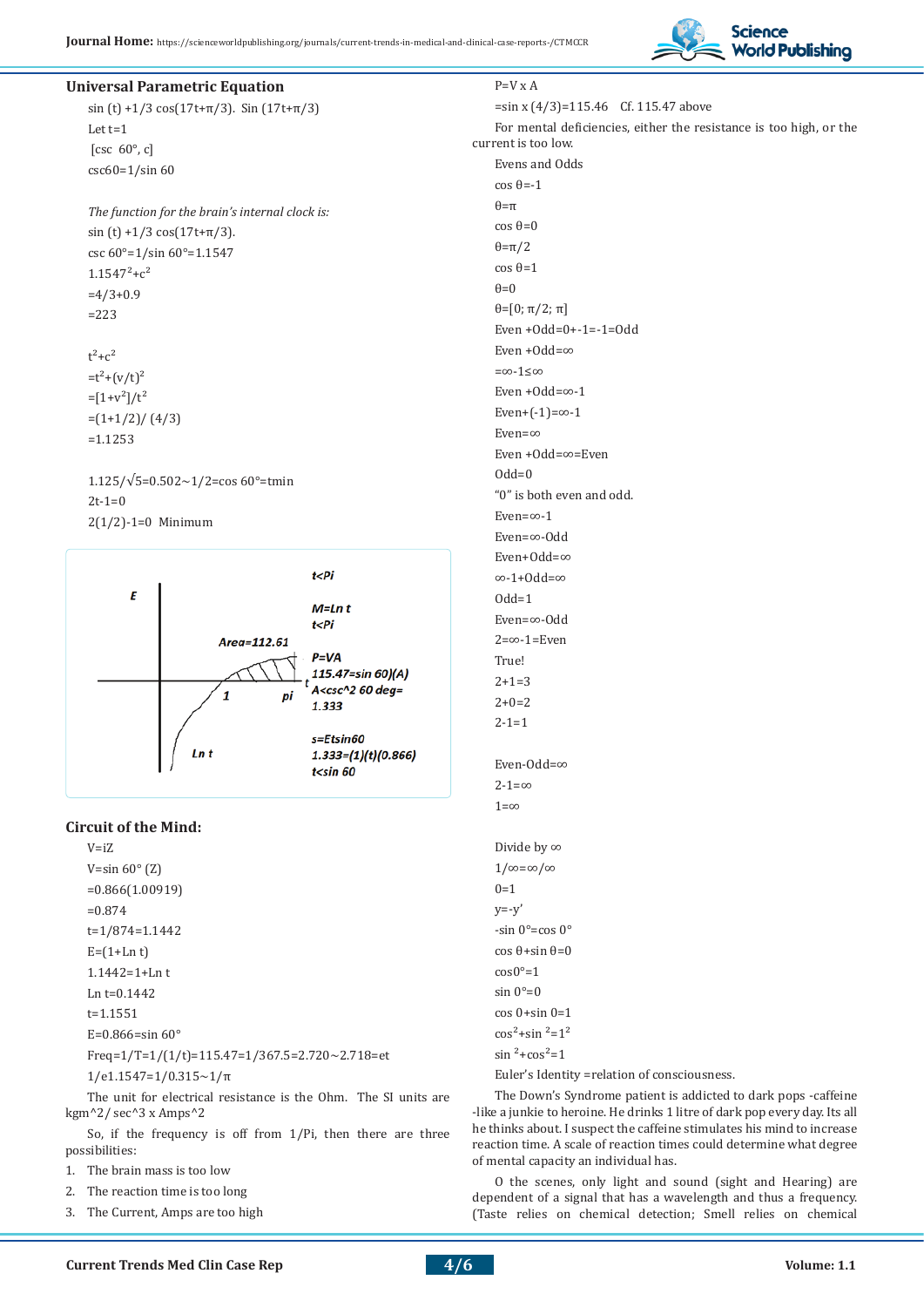## Universal Parametric Equation

sin (t) +1/3 cos(17t+π/3). Sin (17t+π/3)

Let t=1

[csc 60°, c]

csc60=1/sin 60

*The function for the brain's internal clock is:*

sin (t) +1/3 cos(17t+π/3).

csc 60°=1/sin 60°=1.1547

$1.1547^2+c^2$

=4/3+0.9

=223

$t^2+c^2$

$=t^2+(v/t)^2$

$=[1+v^2]/t^2$

=(1+1/2)/ (4/3)

=1.1253

1.125/√5=0.502~1/2=cos 60°=tmin

2t-1=0

2(1/2)-1=0 Minimum

E

t<Pi

M=Ln t

t<Pi

Area=112.61

P=VA

115.47=sin 60)(A)

A<csc^2 60 deg=

1.333

1 pi t

s=Etsin60

1.333=(1)(t)(0.866)

Ln t

t<sin 60

## Circuit of the Mind:

V=iZ

V=sin 60° (Z)

=0.866(1.00919)

=0.874

t=1/874=1.1442

E=(1+Ln t)

1.1442=1+Ln t

Ln t=0.1442

t=1.1551

E=0.866=sin 60°

Freq=1/T=1/(1/t)=115.47=1/367.5=2.720~2.718=et

1/e1.1547=1/0.315~1/π

The unit for electrical resistance is the Ohm. The SI units are kgm^2/ sec^3 x Amps^2

So, if the frequency is off from 1/Pi, then there are three possibilities:

1. The brain mass is too low
2. The reaction time is too long
3. The Current, Amps are too high

P=V x A

=sin x (4/3)=115.46 Cf. 115.47 above

For mental deficiencies, either the resistance is too high, or the current is too low.

Evens and Odds

cos θ=-1

θ=π

cos θ=0

θ=π/2

cos θ=1

θ=0

θ=[0; π/2; π]

Even +Odd=0+-1=-1=Odd

Even +Odd=∞

=∞-1≤∞

Even +Odd=∞-1

Even+(-1)=∞-1

Even=∞

Even +Odd=∞=Even

Odd=0

"0" is both even and odd.

Even=∞-1

Even=∞-Odd

Even+Odd=∞

∞-1+Odd=∞

Odd=1

Even=∞-Odd

2=∞-1=Even

True!

2+1=3

2+0=2

2-1=1

Even-Odd=∞

2-1=∞

1=∞

Divide by ∞

1/∞=∞/∞

0=1

y=-y'

-sin 0°=cos 0°

cos θ+sin θ=0

cos0°=1

sin 0°=0

cos 0+sin 0=1

$\cos^2+\sin^2=1^2$

$\sin^2+\cos^2=1$

Euler's Identity =relation of consciousness.

The Down's Syndrome patient is addicted to dark pops -caffeine -like a junkie to heroine. He drinks 1 litre of dark pop every day. Its all he thinks about. I suspect the caffeine stimulates his mind to increase reaction time. A scale of reaction times could determine what degree of mental capacity an individual has.

O the scenes, only light and sound (sight and Hearing) are dependent of a signal that has a wavelength and thus a frequency. (Taste relies on chemical detection; Smell relies on chemical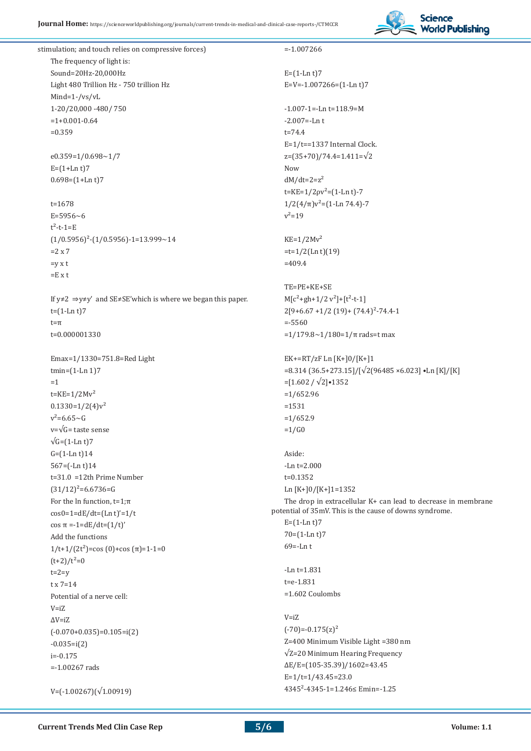stimulation; and touch relies on compressive forces)

The frequency of light is:

Sound=20Hz-20,000Hz

Light 480 Trillion Hz - 750 trillion Hz

Mind=1-/vs/vL

1-20/20,000 -480/ 750

=1+0.001-0.64

=0.359

$e^{0.359}$=1/0.698~1/7

E=(1+Ln t)7

0.698=(1+Ln t)7

t=1678

E=5956~6

$t^2$-t-1=E

$(1/0.5956)^2$-(1/0.5956)-1=13.999~14

=2 x 7

=y x t

=E x t

If y≠2 ⇒y≠y' and SE≠SE'which is where we began this paper.

t=(1-Ln t)7

t=π

t=0.000001330

Emax=1/1330=751.8=Red Light

tmin=(1-Ln 1)7

=1

t=KE=1/2$Mv^2$

0.1330=1/2(4)$v^2$

$v^2$=6.65~G

v=√G= taste sense

√G=(1-Ln t)7

G=(1-Ln t)14

567=(-Ln t)14

t=31.0 =12th Prime Number

$(31/12)^2$=6.6736=G

For the ln function, t=1;π

cos0=1=dE/dt=(Ln t)'=1/t

cos π =-1=-dE/dt=(1/t)'

Add the functions

1/t+1/(2$t^2$)=cos (0)+cos (π)=1-1=0

(t+2)/$t^2$=0

t=2=y

t x 7=14

Potential of a nerve cell:

V=iZ

ΔV=iZ

(-0.070+0.035)=0.105=i(2)

-0.035=i(2)

i=-0.175

=-1.00267 rads

V=(-1.00267)(√1.00919)

=-1.007266

E=(1-Ln t)7

E=V=-1.007266=(1-Ln t)7

-1.007-1=-Ln t=118.9=M

-2.007=-Ln t

t=74.4

E=1/t==1337 Internal Clock.

z=(35+70)/74.4=1.411=√2

Now

dM/dt=2=$z^2$

t=KE=1/2ρ$v^2$=(1-Ln t)-7

1/2(4/π)$v^2$=(1-Ln 74.4)-7

$v^2$=19

KE=1/2$Mv^2$

=t=1/2(Ln t)(19)

=409.4

TE=PE+KE+SE

M[$c^2$+gh+1/2 $v^2$]+[$t^2$-t-1]

2[9+6.67 +1/2 (19)+ $(74.4)^2$-74.4-1

=-5560

=1/179.8~1/180=1/π rads=t max

EK+=RT/zF Ln [K+]0/[K+]1

=8.314 (36.5+273.15)/[√2(96485 ×6.023] •Ln [K]/[K]

=[1.602 / √2]•1352

=1/652.96

=1531

=1/652.9

=1/G0

Aside:

-Ln t=2.000

t=0.1352

Ln [K+]0/[K+]1=1352

The drop in extracellular K+ can lead to decrease in membrane potential of 35mV. This is the cause of downs syndrome.

E=(1-Ln t)7

70=(1-Ln t)7

69=-Ln t

-Ln t=1.831

t=e-1.831

=1.602 Coulombs

V=iZ

(-70)=-0.175$(z)^2$

Z=400 Minimum Visible Light =380 nm

√Z=20 Minimum Hearing Frequency

ΔE/E=(105-35.39)/1602=43.45

E=1/t=1/43.45=23.0

$4345^2$-4345-1=1.246≤ Emin=-1.25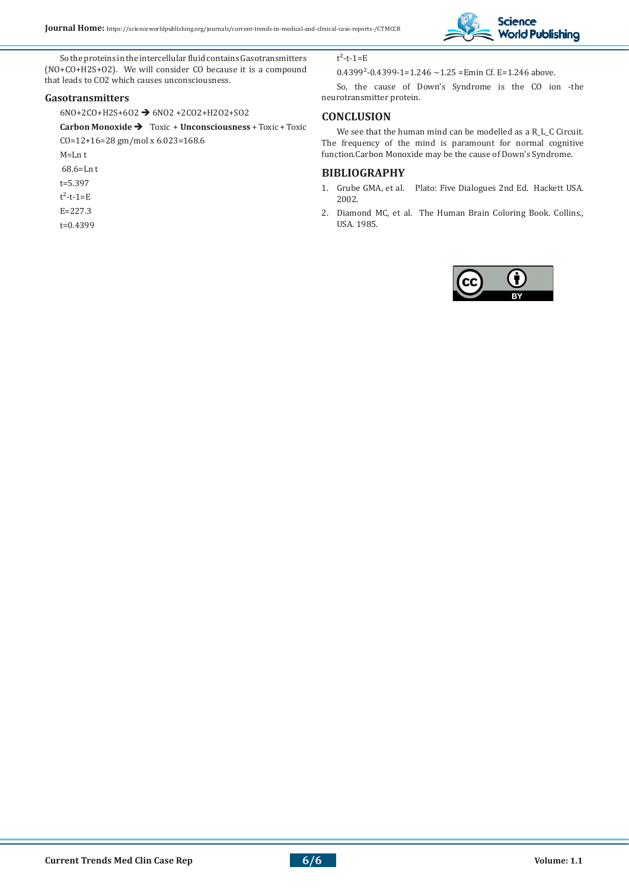So the proteins in the intercellular fluid contains Gasotransmitters (NO+CO+H2S+O2). We will consider CO because it is a compound that leads to CO2 which causes unconsciousness.

## Gasotransmitters

$6NO+2CO+H_2S+6O_2 \rightarrow 6NO_2 +2CO_2+H_2O_2+SO_2$

**Carbon Monoxide** ➔ Toxic + **Unconsciousness** + Toxic + Toxic

CO=12+16=28 gm/mol x 6.023=168.6

M=Ln t

68.6=Ln t

t=5.397

$t^2$-t-1=E

E=227.3

t=0.4399

$t^2$-t-1=E

$0.4399^2$-0.4399-1=1.246 ~1.25 =Emin Cf. E=1.246 above.

So, the cause of Down's Syndrome is the CO ion -the neurotransmitter protein.

## CONCLUSION

We see that the human mind can be modelled as a R_L_C Circuit. The frequency of the mind is paramount for normal cognitive function.Carbon Monoxide may be the cause of Down's Syndrome.

## BIBLIOGRAPHY

1. Grube GMA, et al. Plato: Five Dialogues 2nd Ed. Hackett USA. 2002.
2. Diamond MC, et al. The Human Brain Coloring Book. Collins., USA. 1985.